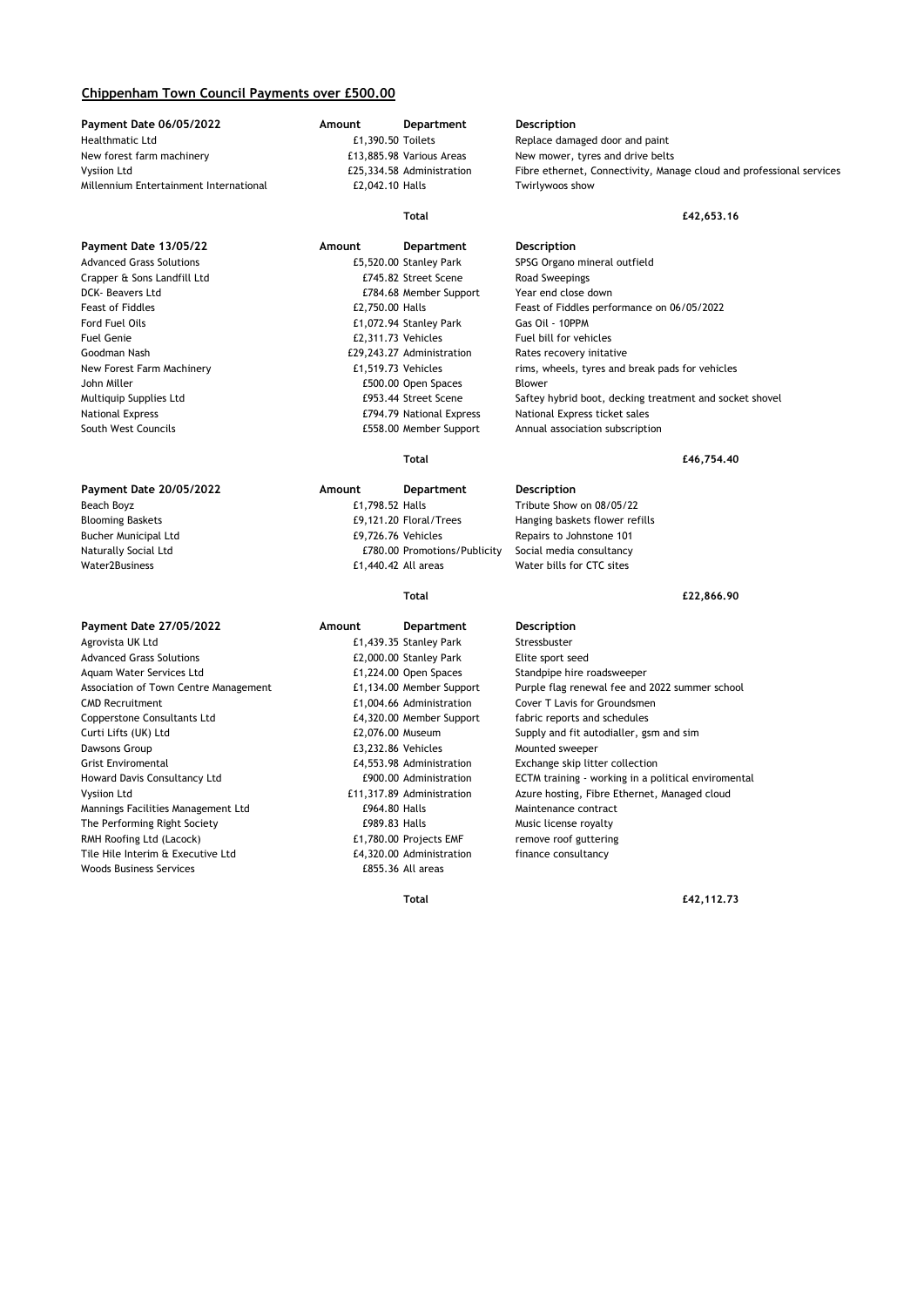## Chippenham Town Council Payments over £500.00

| Payment Date 06/05/2022 | Amount | Department | Description |
|---|---|---|---|
| Healthmatic Ltd | £1,390.50 | Toilets | Replace damaged door and paint |
| New forest farm machinery | £13,885.98 | Various Areas | New mower, tyres and drive belts |
| Vysiion Ltd | £25,334.58 | Administration | Fibre ethernet, Connectivity, Manage cloud and professional services |
| Millennium Entertainment International | £2,042.10 | Halls | Twirlywoos show |
| | | **Total** | **£42,653.16** |

| Payment Date 13/05/22 | Amount | Department | Description |
|---|---|---|---|
| Advanced Grass Solutions | £5,520.00 | Stanley Park | SPSG Organo mineral outfield |
| Crapper & Sons Landfill Ltd | £745.82 | Street Scene | Road Sweepings |
| DCK- Beavers Ltd | £784.68 | Member Support | Year end close down |
| Feast of Fiddles | £2,750.00 | Halls | Feast of Fiddles performance on 06/05/2022 |
| Ford Fuel Oils | £1,072.94 | Stanley Park | Gas Oil - 10PPM |
| Fuel Genie | £2,311.73 | Vehicles | Fuel bill for vehicles |
| Goodman Nash | £29,243.27 | Administration | Rates recovery initative |
| New Forest Farm Machinery | £1,519.73 | Vehicles | rims, wheels, tyres and break pads for vehicles |
| John Miller | £500.00 | Open Spaces | Blower |
| Multiquip Supplies Ltd | £953.44 | Street Scene | Saftey hybrid boot, decking treatment and socket shovel |
| National Express | £794.79 | National Express | National Express ticket sales |
| South West Councils | £558.00 | Member Support | Annual association subscription |
| | | **Total** | **£46,754.40** |

| Payment Date 20/05/2022 | Amount | Department | Description |
|---|---|---|---|
| Beach Boyz | £1,798.52 | Halls | Tribute Show on 08/05/22 |
| Blooming Baskets | £9,121.20 | Floral/Trees | Hanging baskets flower refills |
| Bucher Municipal Ltd | £9,726.76 | Vehicles | Repairs to Johnstone 101 |
| Naturally Social Ltd | £780.00 | Promotions/Publicity | Social media consultancy |
| Water2Business | £1,440.42 | All areas | Water bills for CTC sites |
| | | **Total** | **£22,866.90** |

| Payment Date 27/05/2022 | Amount | Department | Description |
|---|---|---|---|
| Agrovista UK Ltd | £1,439.35 | Stanley Park | Stressbuster |
| Advanced Grass Solutions | £2,000.00 | Stanley Park | Elite sport seed |
| Aquam Water Services Ltd | £1,224.00 | Open Spaces | Standpipe hire roadsweeper |
| Association of Town Centre Management | £1,134.00 | Member Support | Purple flag renewal fee and 2022 summer school |
| CMD Recruitment | £1,004.66 | Administration | Cover T Lavis for Groundsmen |
| Copperstone Consultants Ltd | £4,320.00 | Member Support | fabric reports and schedules |
| Curti Lifts (UK) Ltd | £2,076.00 | Museum | Supply and fit autodialler, gsm and sim |
| Dawsons Group | £3,232.86 | Vehicles | Mounted sweeper |
| Grist Enviromental | £4,553.98 | Administration | Exchange skip litter collection |
| Howard Davis Consultancy Ltd | £900.00 | Administration | ECTM training - working in a political enviromental |
| Vysiion Ltd | £11,317.89 | Administration | Azure hosting, Fibre Ethernet, Managed cloud |
| Mannings Facilities Management Ltd | £964.80 | Halls | Maintenance contract |
| The Performing Right Society | £989.83 | Halls | Music license royalty |
| RMH Roofing Ltd (Lacock) | £1,780.00 | Projects EMF | remove roof guttering |
| Tile Hile Interim & Executive Ltd | £4,320.00 | Administration | finance consultancy |
| Woods Business Services | £855.36 | All areas | |
| | | **Total** | **£42,112.73** |